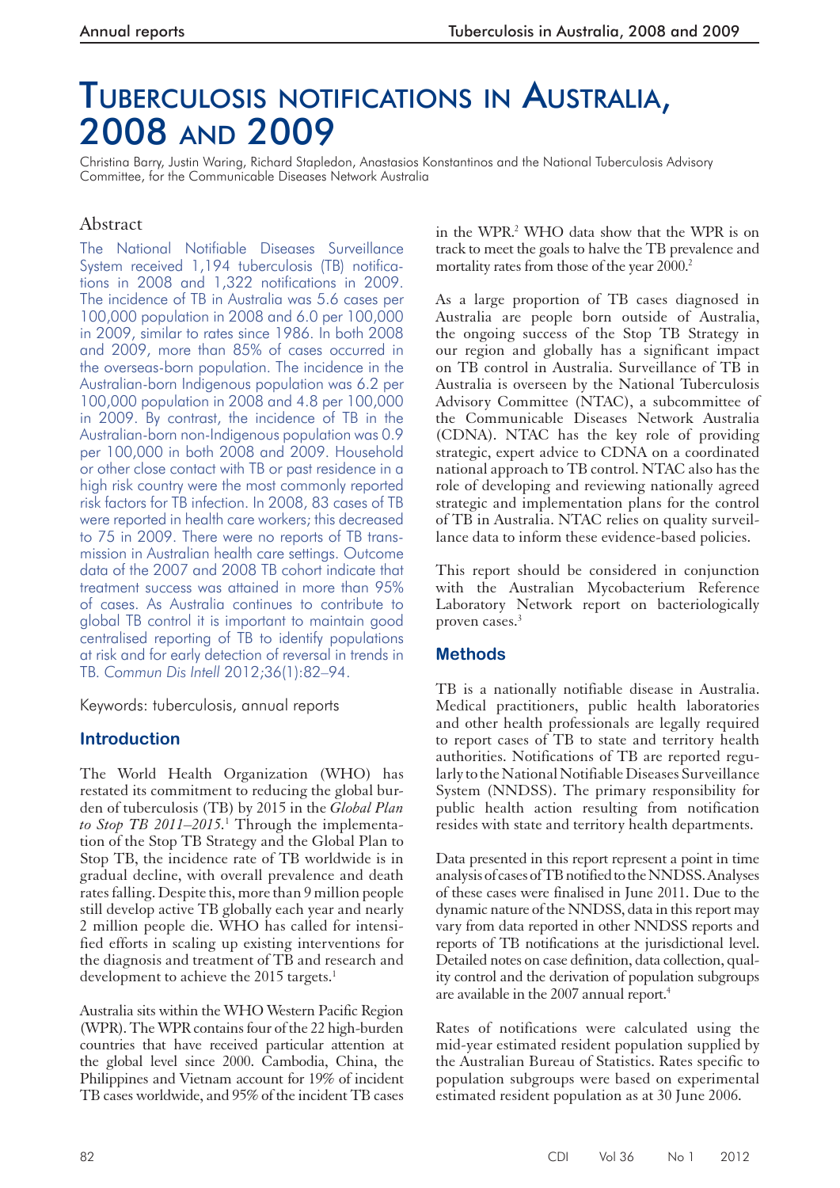# Tuberculosis notifications in Australia, 2008 and 2009

Christina Barry, Justin Waring, Richard Stapledon, Anastasios Konstantinos and the National Tuberculosis Advisory Committee, for the Communicable Diseases Network Australia

## Abstract

The National Notifiable Diseases Surveillance System received 1,194 tuberculosis (TB) notifications in 2008 and 1,322 notifications in 2009. The incidence of TB in Australia was 5.6 cases per 100,000 population in 2008 and 6.0 per 100,000 in 2009, similar to rates since 1986. In both 2008 and 2009, more than 85% of cases occurred in the overseas-born population. The incidence in the Australian-born Indigenous population was 6.2 per 100,000 population in 2008 and 4.8 per 100,000 in 2009. By contrast, the incidence of TB in the Australian-born non-Indigenous population was 0.9 per 100,000 in both 2008 and 2009. Household or other close contact with TB or past residence in a high risk country were the most commonly reported risk factors for TB infection. In 2008, 83 cases of TB were reported in health care workers; this decreased to 75 in 2009. There were no reports of TB transmission in Australian health care settings. Outcome data of the 2007 and 2008 TB cohort indicate that treatment success was attained in more than 95% of cases. As Australia continues to contribute to global TB control it is important to maintain good centralised reporting of TB to identify populations at risk and for early detection of reversal in trends in TB. *Commun Dis Intell* 2012;36(1):82–94.

Keywords: tuberculosis, annual reports

## Introduction

The World Health Organization (WHO) has restated its commitment to reducing the global burden of tuberculosis (TB) by 2015 in the *Global Plan to Stop TB 2011–2015.*[1] Through the implementation of the Stop TB Strategy and the Global Plan to Stop TB, the incidence rate of TB worldwide is in gradual decline, with overall prevalence and death rates falling. Despite this, more than 9 million people still develop active TB globally each year and nearly 2 million people die. WHO has called for intensified efforts in scaling up existing interventions for the diagnosis and treatment of TB and research and development to achieve the 2015 targets.[1]

Australia sits within the WHO Western Pacific Region (WPR). The WPR contains four of the 22 high-burden countries that have received particular attention at the global level since 2000. Cambodia, China, the Philippines and Vietnam account for 19% of incident TB cases worldwide, and 95% of the incident TB cases in the WPR.[2] WHO data show that the WPR is on track to meet the goals to halve the TB prevalence and mortality rates from those of the year 2000.[2]

As a large proportion of TB cases diagnosed in Australia are people born outside of Australia, the ongoing success of the Stop TB Strategy in our region and globally has a significant impact on TB control in Australia. Surveillance of TB in Australia is overseen by the National Tuberculosis Advisory Committee (NTAC), a subcommittee of the Communicable Diseases Network Australia (CDNA). NTAC has the key role of providing strategic, expert advice to CDNA on a coordinated national approach to TB control. NTAC also has the role of developing and reviewing nationally agreed strategic and implementation plans for the control of TB in Australia. NTAC relies on quality surveillance data to inform these evidence-based policies.

This report should be considered in conjunction with the Australian Mycobacterium Reference Laboratory Network report on bacteriologically proven cases.[3]

## Methods

TB is a nationally notifiable disease in Australia. Medical practitioners, public health laboratories and other health professionals are legally required to report cases of TB to state and territory health authorities. Notifications of TB are reported regularly to the National Notifiable Diseases Surveillance System (NNDSS). The primary responsibility for public health action resulting from notification resides with state and territory health departments.

Data presented in this report represent a point in time analysis of cases of TB notified to the NNDSS. Analyses of these cases were finalised in June 2011. Due to the dynamic nature of the NNDSS, data in this report may vary from data reported in other NNDSS reports and reports of TB notifications at the jurisdictional level. Detailed notes on case definition, data collection, quality control and the derivation of population subgroups are available in the 2007 annual report.[4]

Rates of notifications were calculated using the mid-year estimated resident population supplied by the Australian Bureau of Statistics. Rates specific to population subgroups were based on experimental estimated resident population as at 30 June 2006.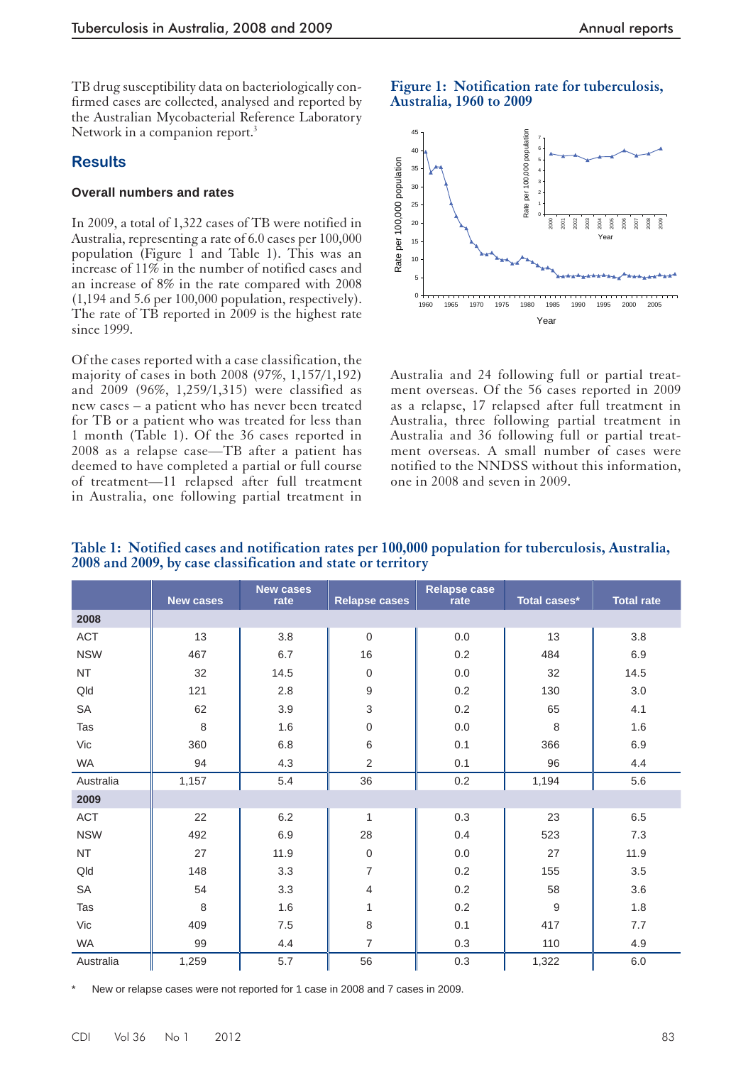TB drug susceptibility data on bacteriologically confirmed cases are collected, analysed and reported by the Australian Mycobacterial Reference Laboratory Network in a companion report.[3]

## Results

### Overall numbers and rates

In 2009, a total of 1,322 cases of TB were notified in Australia, representing a rate of 6.0 cases per 100,000 population (Figure 1 and Table 1). This was an increase of 11% in the number of notified cases and an increase of 8% in the rate compared with 2008 (1,194 and 5.6 per 100,000 population, respectively). The rate of TB reported in 2009 is the highest rate since 1999.

Of the cases reported with a case classification, the majority of cases in both 2008 (97%, 1,157/1,192) and 2009 (96%, 1,259/1,315) were classified as new cases – a patient who has never been treated for TB or a patient who was treated for less than 1 month (Table 1). Of the 36 cases reported in 2008 as a relapse case—TB after a patient has deemed to have completed a partial or full course of treatment—11 relapsed after full treatment in Australia, one following partial treatment in Australia and 24 following full or partial treatment overseas. Of the 56 cases reported in 2009 as a relapse, 17 relapsed after full treatment in Australia, three following partial treatment in Australia and 36 following full or partial treatment overseas. A small number of cases were notified to the NNDSS without this information, one in 2008 and seven in 2009.

**Figure 1: Notification rate for tuberculosis, Australia, 1960 to 2009**

**Table 1: Notified cases and notification rates per 100,000 population for tuberculosis, Australia, 2008 and 2009, by case classification and state or territory**

| | New cases | New cases rate | Relapse cases | Relapse case rate | Total cases* | Total rate |
|---|---|---|---|---|---|---|
| **2008** | | | | | | |
| ACT | 13 | 3.8 | 0 | 0.0 | 13 | 3.8 |
| NSW | 467 | 6.7 | 16 | 0.2 | 484 | 6.9 |
| NT | 32 | 14.5 | 0 | 0.0 | 32 | 14.5 |
| Qld | 121 | 2.8 | 9 | 0.2 | 130 | 3.0 |
| SA | 62 | 3.9 | 3 | 0.2 | 65 | 4.1 |
| Tas | 8 | 1.6 | 0 | 0.0 | 8 | 1.6 |
| Vic | 360 | 6.8 | 6 | 0.1 | 366 | 6.9 |
| WA | 94 | 4.3 | 2 | 0.1 | 96 | 4.4 |
| Australia | 1,157 | 5.4 | 36 | 0.2 | 1,194 | 5.6 |
| **2009** | | | | | | |
| ACT | 22 | 6.2 | 1 | 0.3 | 23 | 6.5 |
| NSW | 492 | 6.9 | 28 | 0.4 | 523 | 7.3 |
| NT | 27 | 11.9 | 0 | 0.0 | 27 | 11.9 |
| Qld | 148 | 3.3 | 7 | 0.2 | 155 | 3.5 |
| SA | 54 | 3.3 | 4 | 0.2 | 58 | 3.6 |
| Tas | 8 | 1.6 | 1 | 0.2 | 9 | 1.8 |
| Vic | 409 | 7.5 | 8 | 0.1 | 417 | 7.7 |
| WA | 99 | 4.4 | 7 | 0.3 | 110 | 4.9 |
| Australia | 1,259 | 5.7 | 56 | 0.3 | 1,322 | 6.0 |

\* New or relapse cases were not reported for 1 case in 2008 and 7 cases in 2009.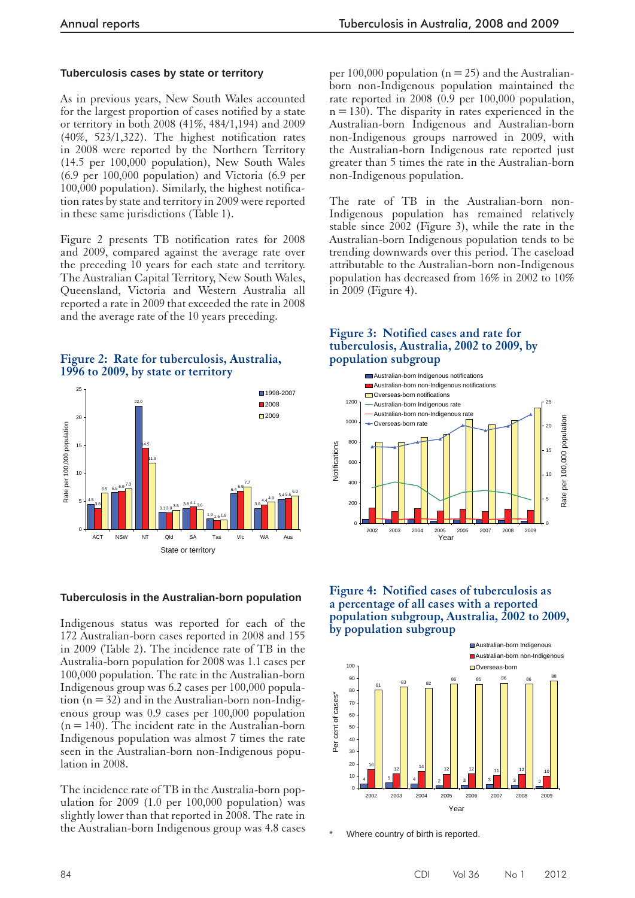### Tuberculosis cases by state or territory

As in previous years, New South Wales accounted for the largest proportion of cases notified by a state or territory in both 2008 (41%, 484/1,194) and 2009 (40%, 523/1,322). The highest notification rates in 2008 were reported by the Northern Territory (14.5 per 100,000 population), New South Wales (6.9 per 100,000 population) and Victoria (6.9 per 100,000 population). Similarly, the highest notification rates by state and territory in 2009 were reported in these same jurisdictions (Table 1).

Figure 2 presents TB notification rates for 2008 and 2009, compared against the average rate over the preceding 10 years for each state and territory. The Australian Capital Territory, New South Wales, Queensland, Victoria and Western Australia all reported a rate in 2009 that exceeded the rate in 2008 and the average rate of the 10 years preceding.

**Figure 2: Rate for tuberculosis, Australia, 1996 to 2009, by state or territory**

### Tuberculosis in the Australian-born population

Indigenous status was reported for each of the 172 Australian-born cases reported in 2008 and 155 in 2009 (Table 2). The incidence rate of TB in the Australia-born population for 2008 was 1.1 cases per 100,000 population. The rate in the Australian-born Indigenous group was 6.2 cases per 100,000 population (n = 32) and in the Australian-born non-Indigenous group was 0.9 cases per 100,000 population (n = 140). The incident rate in the Australian-born Indigenous population was almost 7 times the rate seen in the Australian-born non-Indigenous population in 2008.

The incidence rate of TB in the Australia-born population for 2009 (1.0 per 100,000 population) was slightly lower than that reported in 2008. The rate in the Australian-born Indigenous group was 4.8 cases per 100,000 population (n = 25) and the Australian-born non-Indigenous population maintained the rate reported in 2008 (0.9 per 100,000 population, n = 130). The disparity in rates experienced in the Australian-born Indigenous and Australian-born non-Indigenous groups narrowed in 2009, with the Australian-born Indigenous rate reported just greater than 5 times the rate in the Australian-born non-Indigenous population.

The rate of TB in the Australian-born non-Indigenous population has remained relatively stable since 2002 (Figure 3), while the rate in the Australian-born Indigenous population tends to be trending downwards over this period. The caseload attributable to the Australian-born non-Indigenous population has decreased from 16% in 2002 to 10% in 2009 (Figure 4).

**Figure 3: Notified cases and rate for tuberculosis, Australia, 2002 to 2009, by population subgroup**

**Figure 4: Notified cases of tuberculosis as a percentage of all cases with a reported population subgroup, Australia, 2002 to 2009, by population subgroup**

\* Where country of birth is reported.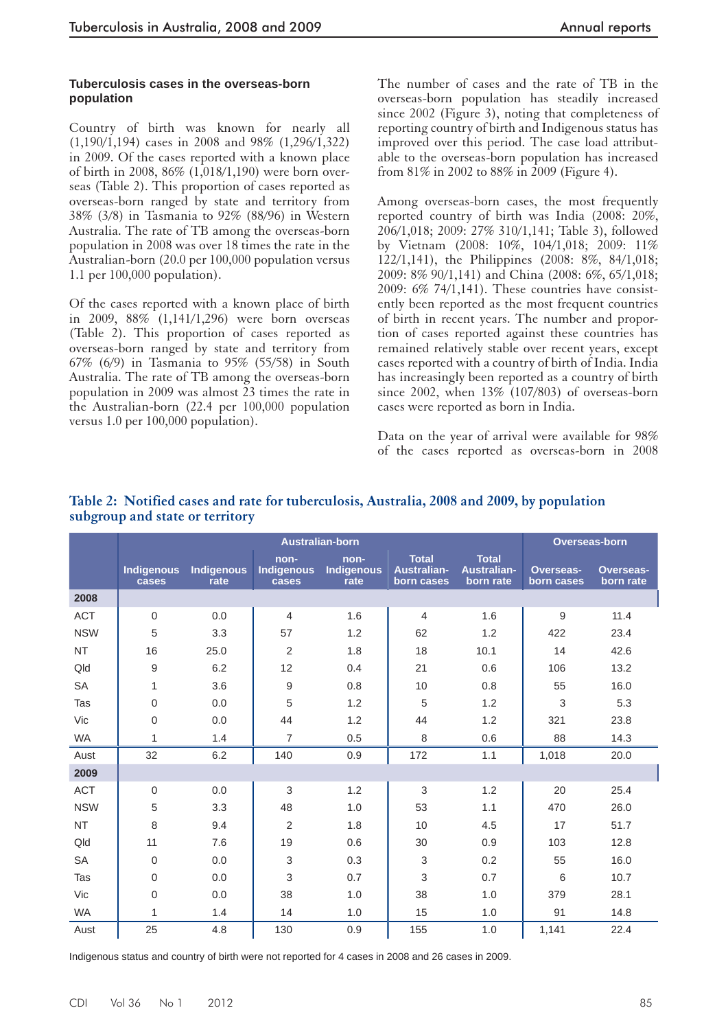### Tuberculosis cases in the overseas-born population

Country of birth was known for nearly all (1,190/1,194) cases in 2008 and 98% (1,296/1,322) in 2009. Of the cases reported with a known place of birth in 2008, 86% (1,018/1,190) were born overseas (Table 2). This proportion of cases reported as overseas-born ranged by state and territory from 38% (3/8) in Tasmania to 92% (88/96) in Western Australia. The rate of TB among the overseas-born population in 2008 was over 18 times the rate in the Australian-born (20.0 per 100,000 population versus 1.1 per 100,000 population).

Of the cases reported with a known place of birth in 2009, 88% (1,141/1,296) were born overseas (Table 2). This proportion of cases reported as overseas-born ranged by state and territory from 67% (6/9) in Tasmania to 95% (55/58) in South Australia. The rate of TB among the overseas-born population in 2009 was almost 23 times the rate in the Australian-born (22.4 per 100,000 population versus 1.0 per 100,000 population).

The number of cases and the rate of TB in the overseas-born population has steadily increased since 2002 (Figure 3), noting that completeness of reporting country of birth and Indigenous status has improved over this period. The case load attributable to the overseas-born population has increased from 81% in 2002 to 88% in 2009 (Figure 4).

Among overseas-born cases, the most frequently reported country of birth was India (2008: 20%, 206/1,018; 2009: 27% 310/1,141; Table 3), followed by Vietnam (2008: 10%, 104/1,018; 2009: 11% 122/1,141), the Philippines (2008: 8%, 84/1,018; 2009: 8% 90/1,141) and China (2008: 6%, 65/1,018; 2009: 6% 74/1,141). These countries have consistently been reported as the most frequent countries of birth in recent years. The number and proportion of cases reported against these countries has remained relatively stable over recent years, except cases reported with a country of birth of India. India has increasingly been reported as a country of birth since 2002, when 13% (107/803) of overseas-born cases were reported as born in India.

Data on the year of arrival were available for 98% of the cases reported as overseas-born in 2008

**Table 2: Notified cases and rate for tuberculosis, Australia, 2008 and 2009, by population subgroup and state or territory**

| | Australian-born | | | | | | Overseas-born | |
|---|---|---|---|---|---|---|---|---|
| | Indigenous cases | Indigenous rate | non-Indigenous cases | non-Indigenous rate | Total Australian-born cases | Total Australian-born rate | Overseas-born cases | Overseas-born rate |
| **2008** | | | | | | | | |
| ACT | 0 | 0.0 | 4 | 1.6 | 4 | 1.6 | 9 | 11.4 |
| NSW | 5 | 3.3 | 57 | 1.2 | 62 | 1.2 | 422 | 23.4 |
| NT | 16 | 25.0 | 2 | 1.8 | 18 | 10.1 | 14 | 42.6 |
| Qld | 9 | 6.2 | 12 | 0.4 | 21 | 0.6 | 106 | 13.2 |
| SA | 1 | 3.6 | 9 | 0.8 | 10 | 0.8 | 55 | 16.0 |
| Tas | 0 | 0.0 | 5 | 1.2 | 5 | 1.2 | 3 | 5.3 |
| Vic | 0 | 0.0 | 44 | 1.2 | 44 | 1.2 | 321 | 23.8 |
| WA | 1 | 1.4 | 7 | 0.5 | 8 | 0.6 | 88 | 14.3 |
| Aust | 32 | 6.2 | 140 | 0.9 | 172 | 1.1 | 1,018 | 20.0 |
| **2009** | | | | | | | | |
| ACT | 0 | 0.0 | 3 | 1.2 | 3 | 1.2 | 20 | 25.4 |
| NSW | 5 | 3.3 | 48 | 1.0 | 53 | 1.1 | 470 | 26.0 |
| NT | 8 | 9.4 | 2 | 1.8 | 10 | 4.5 | 17 | 51.7 |
| Qld | 11 | 7.6 | 19 | 0.6 | 30 | 0.9 | 103 | 12.8 |
| SA | 0 | 0.0 | 3 | 0.3 | 3 | 0.2 | 55 | 16.0 |
| Tas | 0 | 0.0 | 3 | 0.7 | 3 | 0.7 | 6 | 10.7 |
| Vic | 0 | 0.0 | 38 | 1.0 | 38 | 1.0 | 379 | 28.1 |
| WA | 1 | 1.4 | 14 | 1.0 | 15 | 1.0 | 91 | 14.8 |
| Aust | 25 | 4.8 | 130 | 0.9 | 155 | 1.0 | 1,141 | 22.4 |

Indigenous status and country of birth were not reported for 4 cases in 2008 and 26 cases in 2009.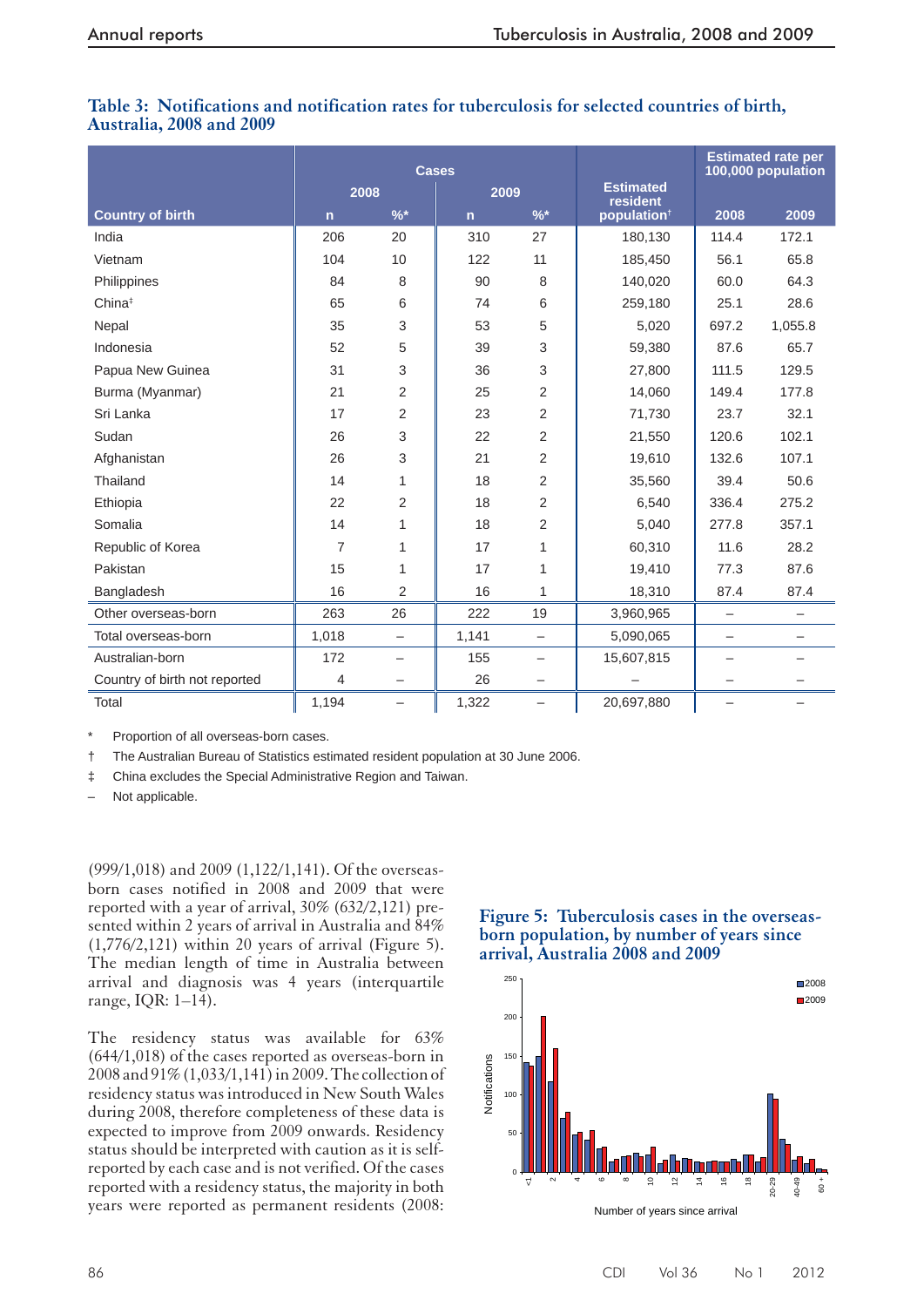**Table 3: Notifications and notification rates for tuberculosis for selected countries of birth, Australia, 2008 and 2009**

| Country of birth | Cases | | | | Estimated resident population† | Estimated rate per 100,000 population | |
|---|---|---|---|---|---|---|---|
| | 2008 | | 2009 | | | | |
| | n | %* | n | %* | | 2008 | 2009 |
| India | 206 | 20 | 310 | 27 | 180,130 | 114.4 | 172.1 |
| Vietnam | 104 | 10 | 122 | 11 | 185,450 | 56.1 | 65.8 |
| Philippines | 84 | 8 | 90 | 8 | 140,020 | 60.0 | 64.3 |
| China‡ | 65 | 6 | 74 | 6 | 259,180 | 25.1 | 28.6 |
| Nepal | 35 | 3 | 53 | 5 | 5,020 | 697.2 | 1,055.8 |
| Indonesia | 52 | 5 | 39 | 3 | 59,380 | 87.6 | 65.7 |
| Papua New Guinea | 31 | 3 | 36 | 3 | 27,800 | 111.5 | 129.5 |
| Burma (Myanmar) | 21 | 2 | 25 | 2 | 14,060 | 149.4 | 177.8 |
| Sri Lanka | 17 | 2 | 23 | 2 | 71,730 | 23.7 | 32.1 |
| Sudan | 26 | 3 | 22 | 2 | 21,550 | 120.6 | 102.1 |
| Afghanistan | 26 | 3 | 21 | 2 | 19,610 | 132.6 | 107.1 |
| Thailand | 14 | 1 | 18 | 2 | 35,560 | 39.4 | 50.6 |
| Ethiopia | 22 | 2 | 18 | 2 | 6,540 | 336.4 | 275.2 |
| Somalia | 14 | 1 | 18 | 2 | 5,040 | 277.8 | 357.1 |
| Republic of Korea | 7 | 1 | 17 | 1 | 60,310 | 11.6 | 28.2 |
| Pakistan | 15 | 1 | 17 | 1 | 19,410 | 77.3 | 87.6 |
| Bangladesh | 16 | 2 | 16 | 1 | 18,310 | 87.4 | 87.4 |
| Other overseas-born | 263 | 26 | 222 | 19 | 3,960,965 | – | – |
| Total overseas-born | 1,018 | – | 1,141 | – | 5,090,065 | – | – |
| Australian-born | 172 | – | 155 | – | 15,607,815 | – | – |
| Country of birth not reported | 4 | – | 26 | – | – | – | – |
| Total | 1,194 | – | 1,322 | – | 20,697,880 | – | – |

\* Proportion of all overseas-born cases.

† The Australian Bureau of Statistics estimated resident population at 30 June 2006.

‡ China excludes the Special Administrative Region and Taiwan.

– Not applicable.

(999/1,018) and 2009 (1,122/1,141). Of the overseas-born cases notified in 2008 and 2009 that were reported with a year of arrival, 30% (632/2,121) presented within 2 years of arrival in Australia and 84% (1,776/2,121) within 20 years of arrival (Figure 5). The median length of time in Australia between arrival and diagnosis was 4 years (interquartile range, IQR: 1–14).

The residency status was available for 63% (644/1,018) of the cases reported as overseas-born in 2008 and 91% (1,033/1,141) in 2009. The collection of residency status was introduced in New South Wales during 2008, therefore completeness of these data is expected to improve from 2009 onwards. Residency status should be interpreted with caution as it is self-reported by each case and is not verified. Of the cases reported with a residency status, the majority in both years were reported as permanent residents (2008:

**Figure 5: Tuberculosis cases in the overseas-born population, by number of years since arrival, Australia 2008 and 2009**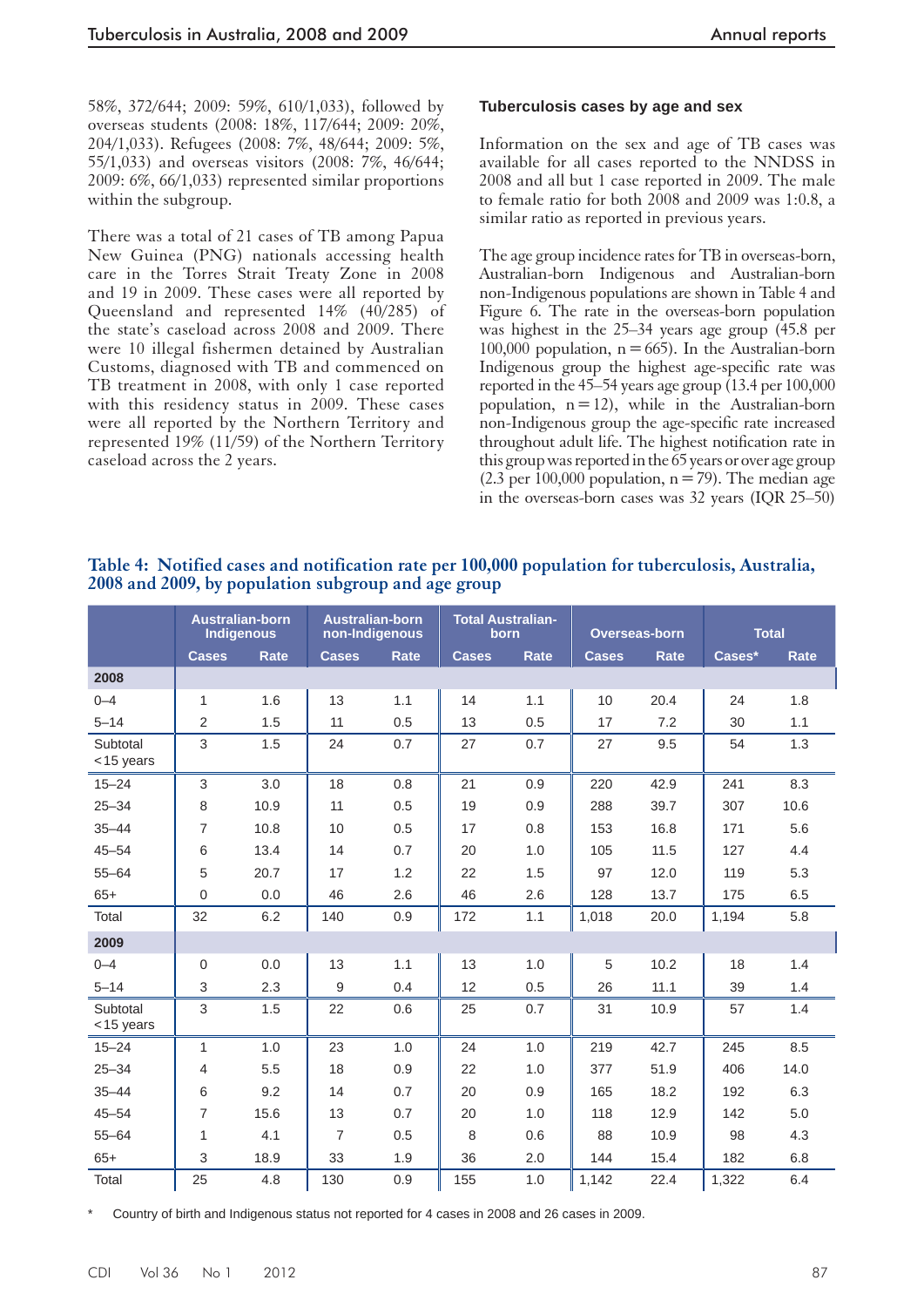58%, 372/644; 2009: 59%, 610/1,033), followed by overseas students (2008: 18%, 117/644; 2009: 20%, 204/1,033). Refugees (2008: 7%, 48/644; 2009: 5%, 55/1,033) and overseas visitors (2008: 7%, 46/644; 2009: 6%, 66/1,033) represented similar proportions within the subgroup.

There was a total of 21 cases of TB among Papua New Guinea (PNG) nationals accessing health care in the Torres Strait Treaty Zone in 2008 and 19 in 2009. These cases were all reported by Queensland and represented 14% (40/285) of the state's caseload across 2008 and 2009. There were 10 illegal fishermen detained by Australian Customs, diagnosed with TB and commenced on TB treatment in 2008, with only 1 case reported with this residency status in 2009. These cases were all reported by the Northern Territory and represented 19% (11/59) of the Northern Territory caseload across the 2 years.

### Tuberculosis cases by age and sex

Information on the sex and age of TB cases was available for all cases reported to the NNDSS in 2008 and all but 1 case reported in 2009. The male to female ratio for both 2008 and 2009 was 1:0.8, a similar ratio as reported in previous years.

The age group incidence rates for TB in overseas-born, Australian-born Indigenous and Australian-born non-Indigenous populations are shown in Table 4 and Figure 6. The rate in the overseas-born population was highest in the 25–34 years age group (45.8 per 100,000 population, n = 665). In the Australian-born Indigenous group the highest age-specific rate was reported in the 45–54 years age group (13.4 per 100,000 population, n = 12), while in the Australian-born non-Indigenous group the age-specific rate increased throughout adult life. The highest notification rate in this group was reported in the 65 years or over age group (2.3 per 100,000 population, n = 79). The median age in the overseas-born cases was 32 years (IQR 25–50)

**Table 4: Notified cases and notification rate per 100,000 population for tuberculosis, Australia, 2008 and 2009, by population subgroup and age group**

| | Australian-born Indigenous | | Australian-born non-Indigenous | | Total Australian-born | | Overseas-born | | Total | |
|---|---|---|---|---|---|---|---|---|---|---|
| | Cases | Rate | Cases | Rate | Cases | Rate | Cases | Rate | Cases* | Rate |
| **2008** | | | | | | | | | | |
| 0–4 | 1 | 1.6 | 13 | 1.1 | 14 | 1.1 | 10 | 20.4 | 24 | 1.8 |
| 5–14 | 2 | 1.5 | 11 | 0.5 | 13 | 0.5 | 17 | 7.2 | 30 | 1.1 |
| Subtotal <15 years | 3 | 1.5 | 24 | 0.7 | 27 | 0.7 | 27 | 9.5 | 54 | 1.3 |
| 15–24 | 3 | 3.0 | 18 | 0.8 | 21 | 0.9 | 220 | 42.9 | 241 | 8.3 |
| 25–34 | 8 | 10.9 | 11 | 0.5 | 19 | 0.9 | 288 | 39.7 | 307 | 10.6 |
| 35–44 | 7 | 10.8 | 10 | 0.5 | 17 | 0.8 | 153 | 16.8 | 171 | 5.6 |
| 45–54 | 6 | 13.4 | 14 | 0.7 | 20 | 1.0 | 105 | 11.5 | 127 | 4.4 |
| 55–64 | 5 | 20.7 | 17 | 1.2 | 22 | 1.5 | 97 | 12.0 | 119 | 5.3 |
| 65+ | 0 | 0.0 | 46 | 2.6 | 46 | 2.6 | 128 | 13.7 | 175 | 6.5 |
| Total | 32 | 6.2 | 140 | 0.9 | 172 | 1.1 | 1,018 | 20.0 | 1,194 | 5.8 |
| **2009** | | | | | | | | | | |
| 0–4 | 0 | 0.0 | 13 | 1.1 | 13 | 1.0 | 5 | 10.2 | 18 | 1.4 |
| 5–14 | 3 | 2.3 | 9 | 0.4 | 12 | 0.5 | 26 | 11.1 | 39 | 1.4 |
| Subtotal <15 years | 3 | 1.5 | 22 | 0.6 | 25 | 0.7 | 31 | 10.9 | 57 | 1.4 |
| 15–24 | 1 | 1.0 | 23 | 1.0 | 24 | 1.0 | 219 | 42.7 | 245 | 8.5 |
| 25–34 | 4 | 5.5 | 18 | 0.9 | 22 | 1.0 | 377 | 51.9 | 406 | 14.0 |
| 35–44 | 6 | 9.2 | 14 | 0.7 | 20 | 0.9 | 165 | 18.2 | 192 | 6.3 |
| 45–54 | 7 | 15.6 | 13 | 0.7 | 20 | 1.0 | 118 | 12.9 | 142 | 5.0 |
| 55–64 | 1 | 4.1 | 7 | 0.5 | 8 | 0.6 | 88 | 10.9 | 98 | 4.3 |
| 65+ | 3 | 18.9 | 33 | 1.9 | 36 | 2.0 | 144 | 15.4 | 182 | 6.8 |
| Total | 25 | 4.8 | 130 | 0.9 | 155 | 1.0 | 1,142 | 22.4 | 1,322 | 6.4 |

\* Country of birth and Indigenous status not reported for 4 cases in 2008 and 26 cases in 2009.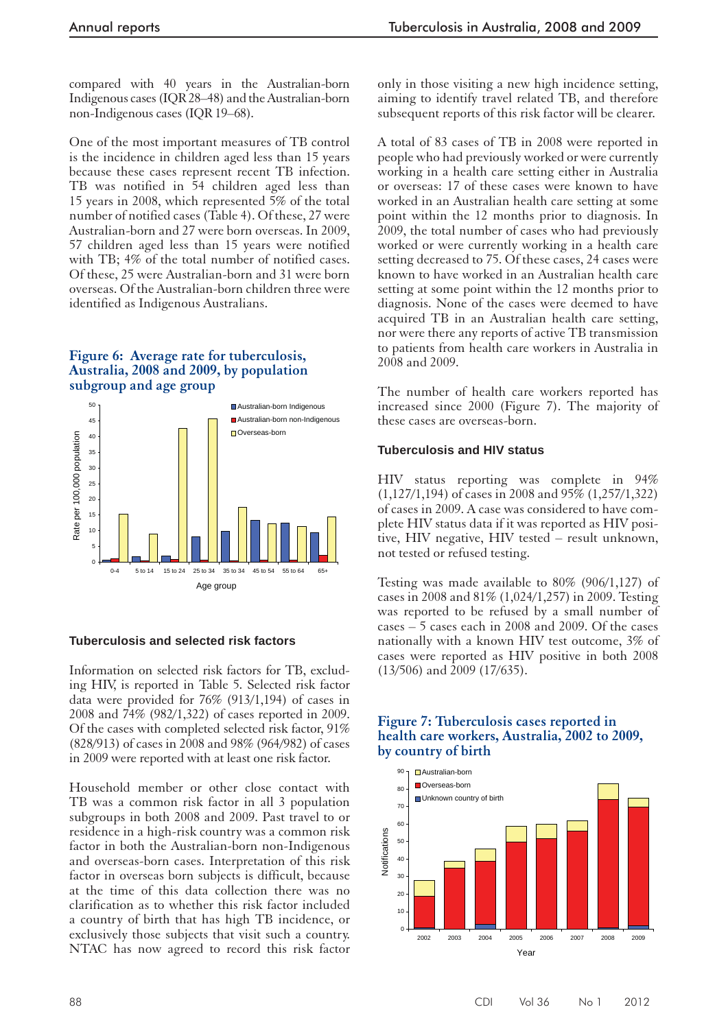compared with 40 years in the Australian-born Indigenous cases (IQR 28–48) and the Australian-born non-Indigenous cases (IQR 19–68).

One of the most important measures of TB control is the incidence in children aged less than 15 years because these cases represent recent TB infection. TB was notified in 54 children aged less than 15 years in 2008, which represented 5% of the total number of notified cases (Table 4). Of these, 27 were Australian-born and 27 were born overseas. In 2009, 57 children aged less than 15 years were notified with TB; 4% of the total number of notified cases. Of these, 25 were Australian-born and 31 were born overseas. Of the Australian-born children three were identified as Indigenous Australians.

**Figure 6: Average rate for tuberculosis, Australia, 2008 and 2009, by population subgroup and age group**

### Tuberculosis and selected risk factors

Information on selected risk factors for TB, excluding HIV, is reported in Table 5. Selected risk factor data were provided for 76% (913/1,194) of cases in 2008 and 74% (982/1,322) of cases reported in 2009. Of the cases with completed selected risk factor, 91% (828/913) of cases in 2008 and 98% (964/982) of cases in 2009 were reported with at least one risk factor.

Household member or other close contact with TB was a common risk factor in all 3 population subgroups in both 2008 and 2009. Past travel to or residence in a high-risk country was a common risk factor in both the Australian-born non-Indigenous and overseas-born cases. Interpretation of this risk factor in overseas born subjects is difficult, because at the time of this data collection there was no clarification as to whether this risk factor included a country of birth that has high TB incidence, or exclusively those subjects that visit such a country. NTAC has now agreed to record this risk factor only in those visiting a new high incidence setting, aiming to identify travel related TB, and therefore subsequent reports of this risk factor will be clearer.

A total of 83 cases of TB in 2008 were reported in people who had previously worked or were currently working in a health care setting either in Australia or overseas: 17 of these cases were known to have worked in an Australian health care setting at some point within the 12 months prior to diagnosis. In 2009, the total number of cases who had previously worked or were currently working in a health care setting decreased to 75. Of these cases, 24 cases were known to have worked in an Australian health care setting at some point within the 12 months prior to diagnosis. None of the cases were deemed to have acquired TB in an Australian health care setting, nor were there any reports of active TB transmission to patients from health care workers in Australia in 2008 and 2009.

The number of health care workers reported has increased since 2000 (Figure 7). The majority of these cases are overseas-born.

### Tuberculosis and HIV status

HIV status reporting was complete in 94% (1,127/1,194) of cases in 2008 and 95% (1,257/1,322) of cases in 2009. A case was considered to have complete HIV status data if it was reported as HIV positive, HIV negative, HIV tested – result unknown, not tested or refused testing.

Testing was made available to 80% (906/1,127) of cases in 2008 and 81% (1,024/1,257) in 2009. Testing was reported to be refused by a small number of cases – 5 cases each in 2008 and 2009. Of the cases nationally with a known HIV test outcome, 3% of cases were reported as HIV positive in both 2008 (13/506) and 2009 (17/635).

**Figure 7: Tuberculosis cases reported in health care workers, Australia, 2002 to 2009, by country of birth**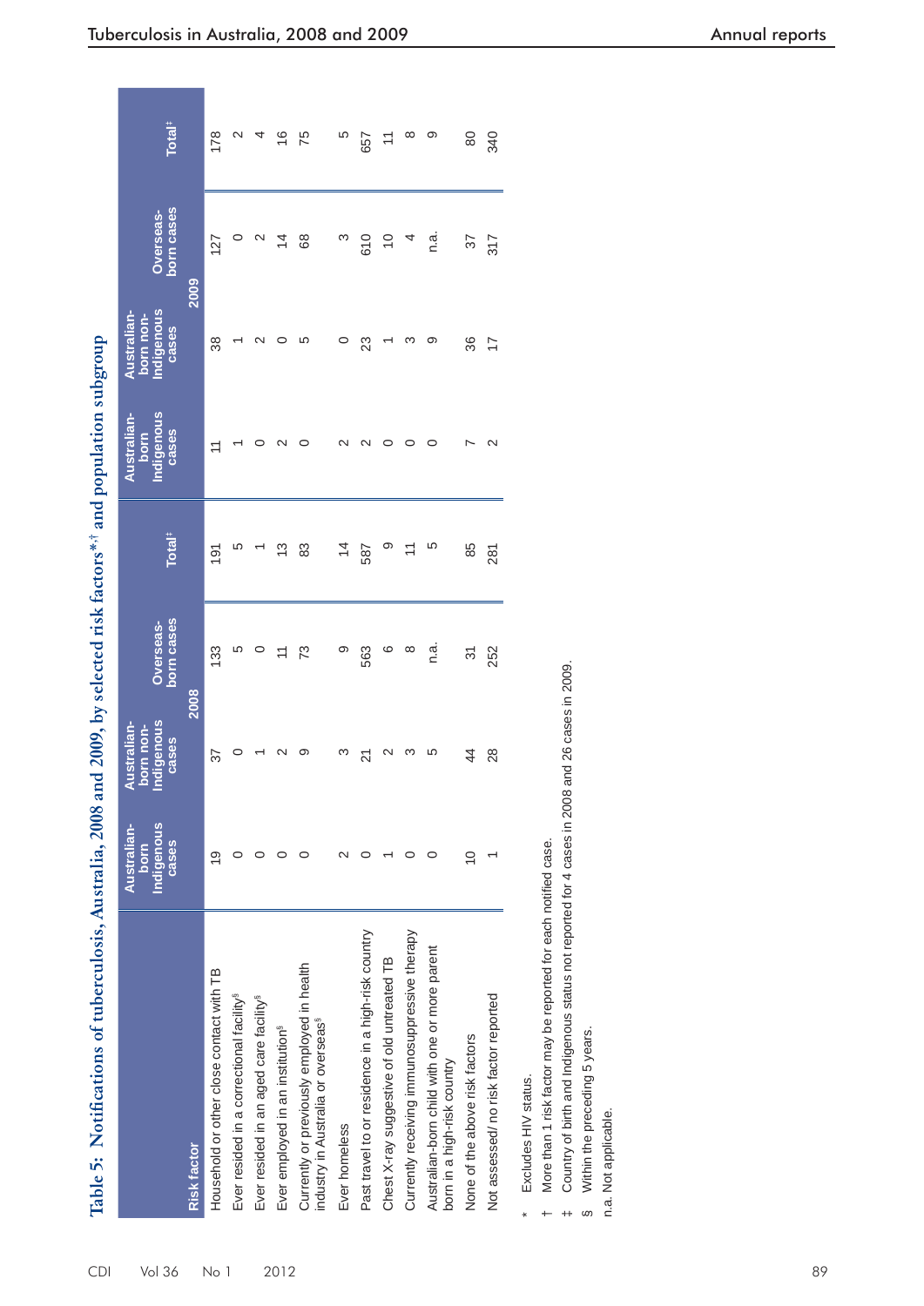# Table 5: Notifications of tuberculosis, Australia, 2008 and 2009, by selected risk factors*,† and population subgroup

| Risk factor | 2008 | | | | 2009 | | | |
|---|---|---|---|---|---|---|---|---|
| | Australian-born Indigenous cases | Australian-born non-Indigenous cases | Overseas-born cases | Total‡ | Australian-born Indigenous cases | Australian-born non-Indigenous cases | Overseas-born cases | Total‡ |
| Household or other close contact with TB | 19 | 37 | 133 | 191 | 11 | 38 | 127 | 178 |
| Ever resided in a correctional facility§ | 0 | 0 | 5 | 5 | 1 | 1 | 0 | 2 |
| Ever resided in an aged care facility§ | 0 | 1 | 0 | 1 | 0 | 2 | 2 | 4 |
| Ever employed in an institution§ | 0 | 2 | 11 | 13 | 2 | 0 | 14 | 16 |
| Currently or previously employed in health industry in Australia or overseas§ | 0 | 9 | 73 | 83 | 0 | 5 | 68 | 75 |
| Ever homeless | 2 | 3 | 9 | 14 | 2 | 0 | 3 | 5 |
| Past travel to or residence in a high-risk country | 0 | 21 | 563 | 587 | 2 | 23 | 610 | 657 |
| Chest X-ray suggestive of old untreated TB | 1 | 2 | 6 | 9 | 0 | 1 | 10 | 11 |
| Currently receiving immunosuppressive therapy | 0 | 3 | 8 | 11 | 0 | 3 | 4 | 8 |
| Australian-born child with one or more parent born in a high-risk country | 0 | 5 | n.a. | 5 | 0 | 9 | n.a. | 9 |
| None of the above risk factors | 10 | 44 | 31 | 85 | 7 | 36 | 37 | 80 |
| Not assessed/ no risk factor reported | 1 | 28 | 252 | 281 | 2 | 17 | 317 | 340 |

\* Excludes HIV status.

† More than 1 risk factor may be reported for each notified case.

‡ Country of birth and Indigenous status not reported for 4 cases in 2008 and 26 cases in 2009.

§ Within the preceding 5 years.

n.a. Not applicable.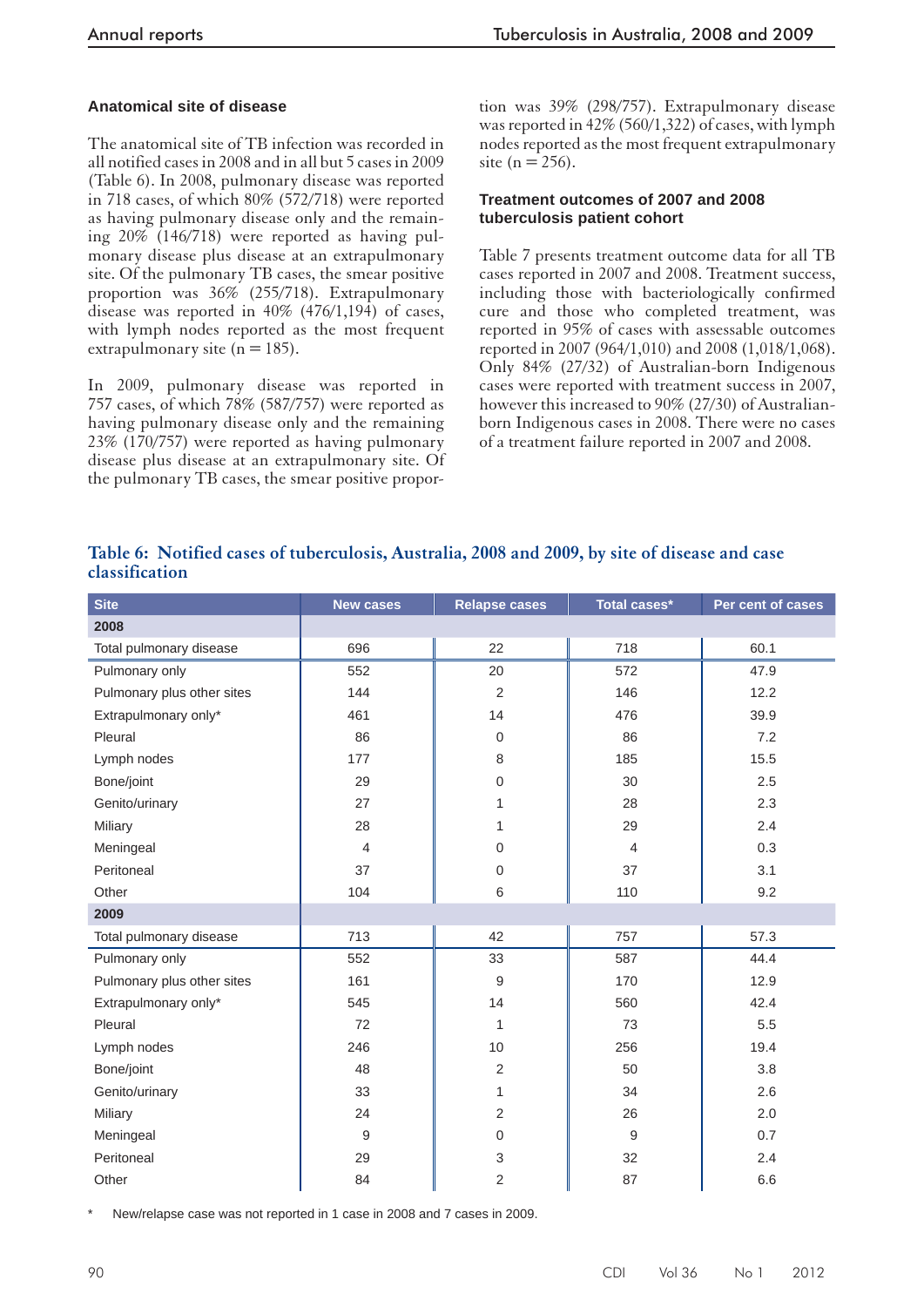### Anatomical site of disease

The anatomical site of TB infection was recorded in all notified cases in 2008 and in all but 5 cases in 2009 (Table 6). In 2008, pulmonary disease was reported in 718 cases, of which 80% (572/718) were reported as having pulmonary disease only and the remaining 20% (146/718) were reported as having pulmonary disease plus disease at an extrapulmonary site. Of the pulmonary TB cases, the smear positive proportion was 36% (255/718). Extrapulmonary disease was reported in 40% (476/1,194) of cases, with lymph nodes reported as the most frequent extrapulmonary site (n = 185).

In 2009, pulmonary disease was reported in 757 cases, of which 78% (587/757) were reported as having pulmonary disease only and the remaining 23% (170/757) were reported as having pulmonary disease plus disease at an extrapulmonary site. Of the pulmonary TB cases, the smear positive proportion was 39% (298/757). Extrapulmonary disease was reported in 42% (560/1,322) of cases, with lymph nodes reported as the most frequent extrapulmonary site (n = 256).

### Treatment outcomes of 2007 and 2008 tuberculosis patient cohort

Table 7 presents treatment outcome data for all TB cases reported in 2007 and 2008. Treatment success, including those with bacteriologically confirmed cure and those who completed treatment, was reported in 95% of cases with assessable outcomes reported in 2007 (964/1,010) and 2008 (1,018/1,068). Only 84% (27/32) of Australian-born Indigenous cases were reported with treatment success in 2007, however this increased to 90% (27/30) of Australian-born Indigenous cases in 2008. There were no cases of a treatment failure reported in 2007 and 2008.

**Table 6: Notified cases of tuberculosis, Australia, 2008 and 2009, by site of disease and case classification**

| Site | New cases | Relapse cases | Total cases* | Per cent of cases |
|---|---|---|---|---|
| **2008** | | | | |
| Total pulmonary disease | 696 | 22 | 718 | 60.1 |
| Pulmonary only | 552 | 20 | 572 | 47.9 |
| Pulmonary plus other sites | 144 | 2 | 146 | 12.2 |
| Extrapulmonary only* | 461 | 14 | 476 | 39.9 |
| Pleural | 86 | 0 | 86 | 7.2 |
| Lymph nodes | 177 | 8 | 185 | 15.5 |
| Bone/joint | 29 | 0 | 30 | 2.5 |
| Genito/urinary | 27 | 1 | 28 | 2.3 |
| Miliary | 28 | 1 | 29 | 2.4 |
| Meningeal | 4 | 0 | 4 | 0.3 |
| Peritoneal | 37 | 0 | 37 | 3.1 |
| Other | 104 | 6 | 110 | 9.2 |
| **2009** | | | | |
| Total pulmonary disease | 713 | 42 | 757 | 57.3 |
| Pulmonary only | 552 | 33 | 587 | 44.4 |
| Pulmonary plus other sites | 161 | 9 | 170 | 12.9 |
| Extrapulmonary only* | 545 | 14 | 560 | 42.4 |
| Pleural | 72 | 1 | 73 | 5.5 |
| Lymph nodes | 246 | 10 | 256 | 19.4 |
| Bone/joint | 48 | 2 | 50 | 3.8 |
| Genito/urinary | 33 | 1 | 34 | 2.6 |
| Miliary | 24 | 2 | 26 | 2.0 |
| Meningeal | 9 | 0 | 9 | 0.7 |
| Peritoneal | 29 | 3 | 32 | 2.4 |
| Other | 84 | 2 | 87 | 6.6 |

\* New/relapse case was not reported in 1 case in 2008 and 7 cases in 2009.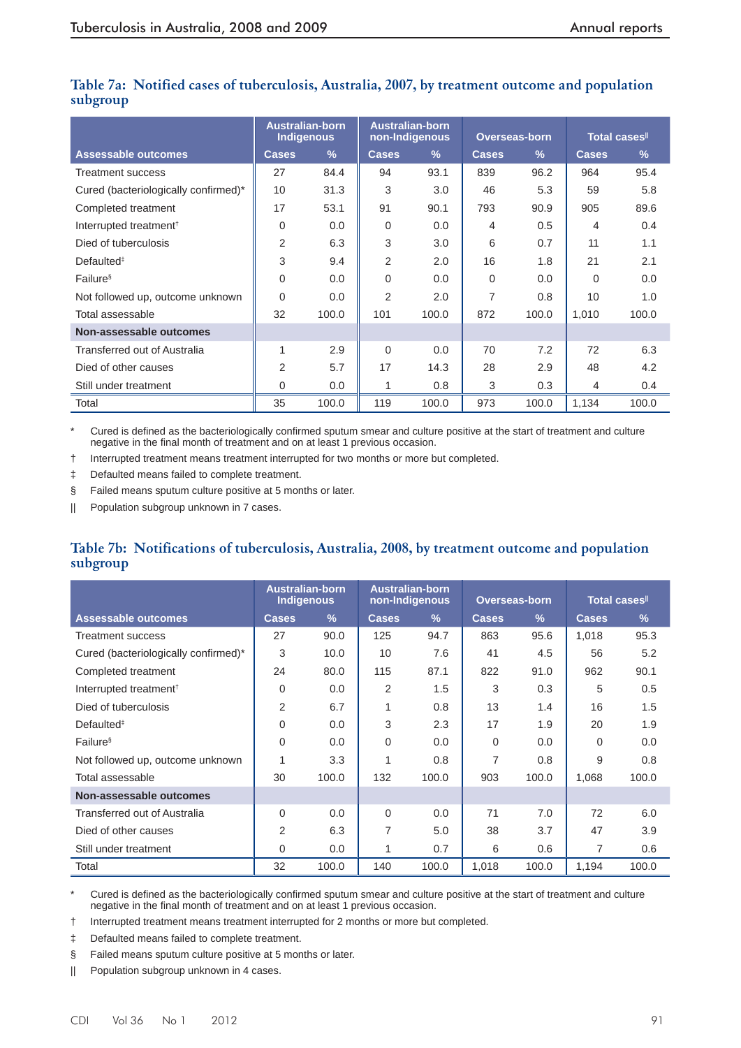**Table 7a: Notified cases of tuberculosis, Australia, 2007, by treatment outcome and population subgroup**

| | Australian-born Indigenous | | Australian-born non-Indigenous | | Overseas-born | | Total cases[‖] | |
|---|---|---|---|---|---|---|---|---|
| **Assessable outcomes** | Cases | % | Cases | % | Cases | % | Cases | % |
| Treatment success | 27 | 84.4 | 94 | 93.1 | 839 | 96.2 | 964 | 95.4 |
| Cured (bacteriologically confirmed)* | 10 | 31.3 | 3 | 3.0 | 46 | 5.3 | 59 | 5.8 |
| Completed treatment | 17 | 53.1 | 91 | 90.1 | 793 | 90.9 | 905 | 89.6 |
| Interrupted treatment[†] | 0 | 0.0 | 0 | 0.0 | 4 | 0.5 | 4 | 0.4 |
| Died of tuberculosis | 2 | 6.3 | 3 | 3.0 | 6 | 0.7 | 11 | 1.1 |
| Defaulted[‡] | 3 | 9.4 | 2 | 2.0 | 16 | 1.8 | 21 | 2.1 |
| Failure[§] | 0 | 0.0 | 0 | 0.0 | 0 | 0.0 | 0 | 0.0 |
| Not followed up, outcome unknown | 0 | 0.0 | 2 | 2.0 | 7 | 0.8 | 10 | 1.0 |
| Total assessable | 32 | 100.0 | 101 | 100.0 | 872 | 100.0 | 1,010 | 100.0 |
| **Non-assessable outcomes** | | | | | | | | |
| Transferred out of Australia | 1 | 2.9 | 0 | 0.0 | 70 | 7.2 | 72 | 6.3 |
| Died of other causes | 2 | 5.7 | 17 | 14.3 | 28 | 2.9 | 48 | 4.2 |
| Still under treatment | 0 | 0.0 | 1 | 0.8 | 3 | 0.3 | 4 | 0.4 |
| Total | 35 | 100.0 | 119 | 100.0 | 973 | 100.0 | 1,134 | 100.0 |

\* Cured is defined as the bacteriologically confirmed sputum smear and culture positive at the start of treatment and culture negative in the final month of treatment and on at least 1 previous occasion.

† Interrupted treatment means treatment interrupted for two months or more but completed.

‡ Defaulted means failed to complete treatment.

§ Failed means sputum culture positive at 5 months or later.

‖ Population subgroup unknown in 7 cases.

**Table 7b: Notifications of tuberculosis, Australia, 2008, by treatment outcome and population subgroup**

| | Australian-born Indigenous | | Australian-born non-Indigenous | | Overseas-born | | Total cases[‖] | |
|---|---|---|---|---|---|---|---|---|
| **Assessable outcomes** | Cases | % | Cases | % | Cases | % | Cases | % |
| Treatment success | 27 | 90.0 | 125 | 94.7 | 863 | 95.6 | 1,018 | 95.3 |
| Cured (bacteriologically confirmed)* | 3 | 10.0 | 10 | 7.6 | 41 | 4.5 | 56 | 5.2 |
| Completed treatment | 24 | 80.0 | 115 | 87.1 | 822 | 91.0 | 962 | 90.1 |
| Interrupted treatment[†] | 0 | 0.0 | 2 | 1.5 | 3 | 0.3 | 5 | 0.5 |
| Died of tuberculosis | 2 | 6.7 | 1 | 0.8 | 13 | 1.4 | 16 | 1.5 |
| Defaulted[‡] | 0 | 0.0 | 3 | 2.3 | 17 | 1.9 | 20 | 1.9 |
| Failure[§] | 0 | 0.0 | 0 | 0.0 | 0 | 0.0 | 0 | 0.0 |
| Not followed up, outcome unknown | 1 | 3.3 | 1 | 0.8 | 7 | 0.8 | 9 | 0.8 |
| Total assessable | 30 | 100.0 | 132 | 100.0 | 903 | 100.0 | 1,068 | 100.0 |
| **Non-assessable outcomes** | | | | | | | | |
| Transferred out of Australia | 0 | 0.0 | 0 | 0.0 | 71 | 7.0 | 72 | 6.0 |
| Died of other causes | 2 | 6.3 | 7 | 5.0 | 38 | 3.7 | 47 | 3.9 |
| Still under treatment | 0 | 0.0 | 1 | 0.7 | 6 | 0.6 | 7 | 0.6 |
| Total | 32 | 100.0 | 140 | 100.0 | 1,018 | 100.0 | 1,194 | 100.0 |

\* Cured is defined as the bacteriologically confirmed sputum smear and culture positive at the start of treatment and culture negative in the final month of treatment and on at least 1 previous occasion.

† Interrupted treatment means treatment interrupted for 2 months or more but completed.

‡ Defaulted means failed to complete treatment.

§ Failed means sputum culture positive at 5 months or later.

‖ Population subgroup unknown in 4 cases.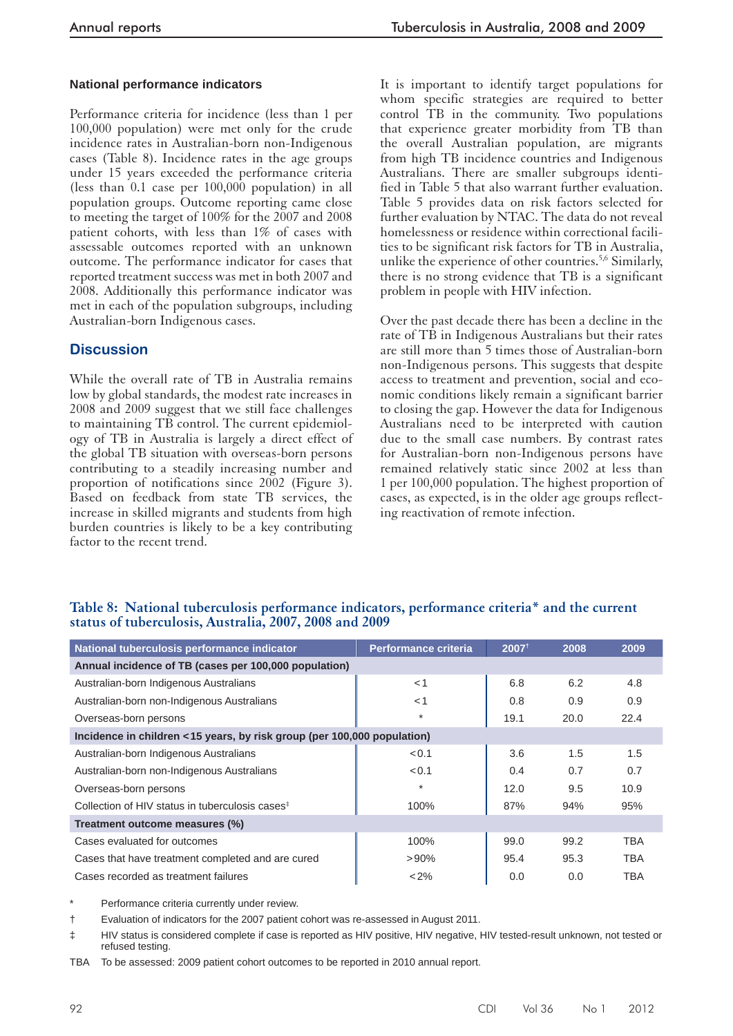### National performance indicators

Performance criteria for incidence (less than 1 per 100,000 population) were met only for the crude incidence rates in Australian-born non-Indigenous cases (Table 8). Incidence rates in the age groups under 15 years exceeded the performance criteria (less than 0.1 case per 100,000 population) in all population groups. Outcome reporting came close to meeting the target of 100% for the 2007 and 2008 patient cohorts, with less than 1% of cases with assessable outcomes reported with an unknown outcome. The performance indicator for cases that reported treatment success was met in both 2007 and 2008. Additionally this performance indicator was met in each of the population subgroups, including Australian-born Indigenous cases.

## Discussion

While the overall rate of TB in Australia remains low by global standards, the modest rate increases in 2008 and 2009 suggest that we still face challenges to maintaining TB control. The current epidemiology of TB in Australia is largely a direct effect of the global TB situation with overseas-born persons contributing to a steadily increasing number and proportion of notifications since 2002 (Figure 3). Based on feedback from state TB services, the increase in skilled migrants and students from high burden countries is likely to be a key contributing factor to the recent trend.

It is important to identify target populations for whom specific strategies are required to better control TB in the community. Two populations that experience greater morbidity from TB than the overall Australian population, are migrants from high TB incidence countries and Indigenous Australians. There are smaller subgroups identified in Table 5 that also warrant further evaluation. Table 5 provides data on risk factors selected for further evaluation by NTAC. The data do not reveal homelessness or residence within correctional facilities to be significant risk factors for TB in Australia, unlike the experience of other countries.[5,6] Similarly, there is no strong evidence that TB is a significant problem in people with HIV infection.

Over the past decade there has been a decline in the rate of TB in Indigenous Australians but their rates are still more than 5 times those of Australian-born non-Indigenous persons. This suggests that despite access to treatment and prevention, social and economic conditions likely remain a significant barrier to closing the gap. However the data for Indigenous Australians need to be interpreted with caution due to the small case numbers. By contrast rates for Australian-born non-Indigenous persons have remained relatively static since 2002 at less than 1 per 100,000 population. The highest proportion of cases, as expected, is in the older age groups reflecting reactivation of remote infection.

**Table 8: National tuberculosis performance indicators, performance criteria* and the current status of tuberculosis, Australia, 2007, 2008 and 2009**

| National tuberculosis performance indicator | Performance criteria | 2007† | 2008 | 2009 |
|---|---|---|---|---|
| **Annual incidence of TB (cases per 100,000 population)** | | | | |
| Australian-born Indigenous Australians | <1 | 6.8 | 6.2 | 4.8 |
| Australian-born non-Indigenous Australians | <1 | 0.8 | 0.9 | 0.9 |
| Overseas-born persons | * | 19.1 | 20.0 | 22.4 |
| **Incidence in children <15 years, by risk group (per 100,000 population)** | | | | |
| Australian-born Indigenous Australians | <0.1 | 3.6 | 1.5 | 1.5 |
| Australian-born non-Indigenous Australians | <0.1 | 0.4 | 0.7 | 0.7 |
| Overseas-born persons | * | 12.0 | 9.5 | 10.9 |
| Collection of HIV status in tuberculosis cases‡ | 100% | 87% | 94% | 95% |
| **Treatment outcome measures (%)** | | | | |
| Cases evaluated for outcomes | 100% | 99.0 | 99.2 | TBA |
| Cases that have treatment completed and are cured | >90% | 95.4 | 95.3 | TBA |
| Cases recorded as treatment failures | <2% | 0.0 | 0.0 | TBA |

\* Performance criteria currently under review.

† Evaluation of indicators for the 2007 patient cohort was re-assessed in August 2011.

‡ HIV status is considered complete if case is reported as HIV positive, HIV negative, HIV tested-result unknown, not tested or refused testing.

TBA To be assessed: 2009 patient cohort outcomes to be reported in 2010 annual report.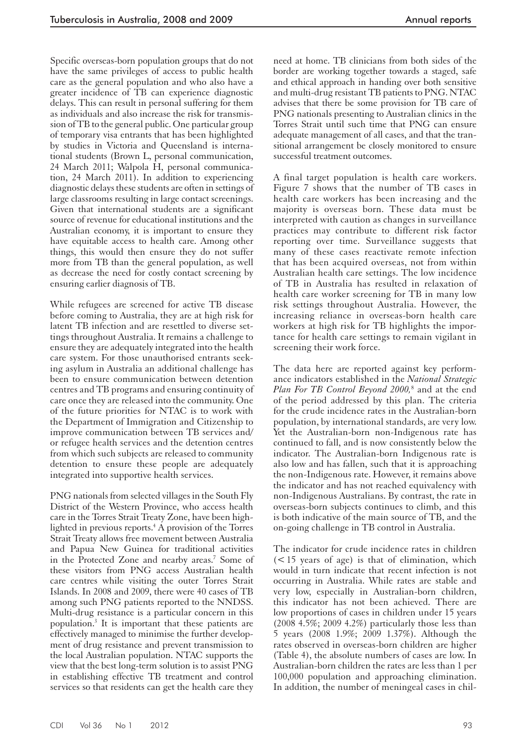Specific overseas-born population groups that do not have the same privileges of access to public health care as the general population and who also have a greater incidence of TB can experience diagnostic delays. This can result in personal suffering for them as individuals and also increase the risk for transmission of TB to the general public. One particular group of temporary visa entrants that has been highlighted by studies in Victoria and Queensland is international students (Brown L, personal communication, 24 March 2011; Walpola H, personal communication, 24 March 2011). In addition to experiencing diagnostic delays these students are often in settings of large classrooms resulting in large contact screenings. Given that international students are a significant source of revenue for educational institutions and the Australian economy, it is important to ensure they have equitable access to health care. Among other things, this would then ensure they do not suffer more from TB than the general population, as well as decrease the need for costly contact screening by ensuring earlier diagnosis of TB.

While refugees are screened for active TB disease before coming to Australia, they are at high risk for latent TB infection and are resettled to diverse settings throughout Australia. It remains a challenge to ensure they are adequately integrated into the health care system. For those unauthorised entrants seeking asylum in Australia an additional challenge has been to ensure communication between detention centres and TB programs and ensuring continuity of care once they are released into the community. One of the future priorities for NTAC is to work with the Department of Immigration and Citizenship to improve communication between TB services and/or refugee health services and the detention centres from which such subjects are released to community detention to ensure these people are adequately integrated into supportive health services.

PNG nationals from selected villages in the South Fly District of the Western Province, who access health care in the Torres Strait Treaty Zone, have been highlighted in previous reports.[4] A provision of the Torres Strait Treaty allows free movement between Australia and Papua New Guinea for traditional activities in the Protected Zone and nearby areas.[7] Some of these visitors from PNG access Australian health care centres while visiting the outer Torres Strait Islands. In 2008 and 2009, there were 40 cases of TB among such PNG patients reported to the NNDSS. Multi-drug resistance is a particular concern in this population.[3] It is important that these patients are effectively managed to minimise the further development of drug resistance and prevent transmission to the local Australian population. NTAC supports the view that the best long-term solution is to assist PNG in establishing effective TB treatment and control services so that residents can get the health care they need at home. TB clinicians from both sides of the border are working together towards a staged, safe and ethical approach in handing over both sensitive and multi-drug resistant TB patients to PNG. NTAC advises that there be some provision for TB care of PNG nationals presenting to Australian clinics in the Torres Strait until such time that PNG can ensure adequate management of all cases, and that the transitional arrangement be closely monitored to ensure successful treatment outcomes.

A final target population is health care workers. Figure 7 shows that the number of TB cases in health care workers has been increasing and the majority is overseas born. These data must be interpreted with caution as changes in surveillance practices may contribute to different risk factor reporting over time. Surveillance suggests that many of these cases reactivate remote infection that has been acquired overseas, not from within Australian health care settings. The low incidence of TB in Australia has resulted in relaxation of health care worker screening for TB in many low risk settings throughout Australia. However, the increasing reliance in overseas-born health care workers at high risk for TB highlights the importance for health care settings to remain vigilant in screening their work force.

The data here are reported against key performance indicators established in the *National Strategic Plan For TB Control Beyond 2000,*[8] and at the end of the period addressed by this plan. The criteria for the crude incidence rates in the Australian-born population, by international standards, are very low. Yet the Australian-born non-Indigenous rate has continued to fall, and is now consistently below the indicator. The Australian-born Indigenous rate is also low and has fallen, such that it is approaching the non-Indigenous rate. However, it remains above the indicator and has not reached equivalency with non-Indigenous Australians. By contrast, the rate in overseas-born subjects continues to climb, and this is both indicative of the main source of TB, and the on-going challenge in TB control in Australia.

The indicator for crude incidence rates in children (< 15 years of age) is that of elimination, which would in turn indicate that recent infection is not occurring in Australia. While rates are stable and very low, especially in Australian-born children, this indicator has not been achieved. There are low proportions of cases in children under 15 years (2008 4.5%; 2009 4.2%) particularly those less than 5 years (2008 1.9%; 2009 1.37%). Although the rates observed in overseas-born children are higher (Table 4), the absolute numbers of cases are low. In Australian-born children the rates are less than 1 per 100,000 population and approaching elimination. In addition, the number of meningeal cases in chil-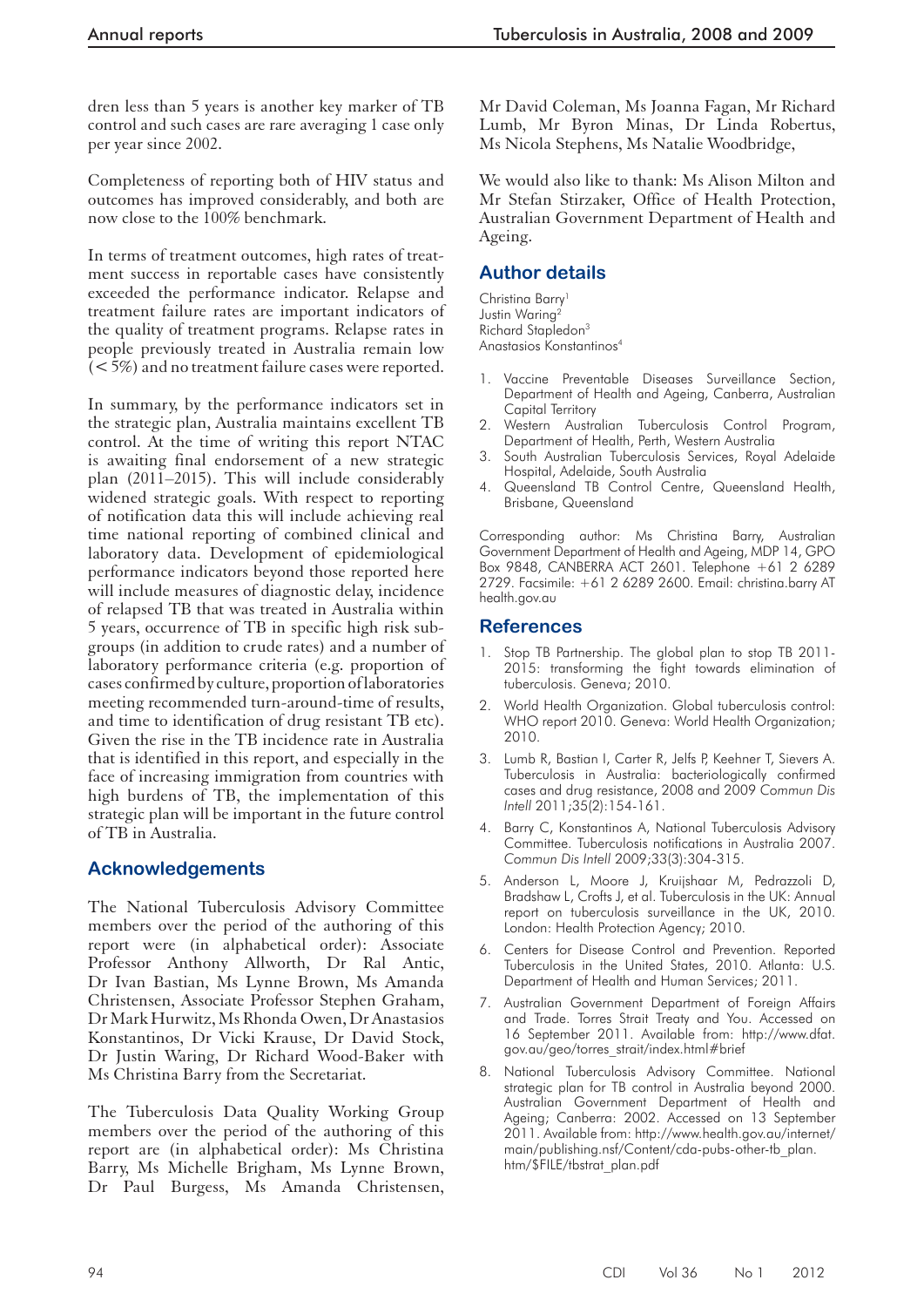dren less than 5 years is another key marker of TB control and such cases are rare averaging 1 case only per year since 2002.

Completeness of reporting both of HIV status and outcomes has improved considerably, and both are now close to the 100% benchmark.

In terms of treatment outcomes, high rates of treatment success in reportable cases have consistently exceeded the performance indicator. Relapse and treatment failure rates are important indicators of the quality of treatment programs. Relapse rates in people previously treated in Australia remain low (< 5%) and no treatment failure cases were reported.

In summary, by the performance indicators set in the strategic plan, Australia maintains excellent TB control. At the time of writing this report NTAC is awaiting final endorsement of a new strategic plan (2011–2015). This will include considerably widened strategic goals. With respect to reporting of notification data this will include achieving real time national reporting of combined clinical and laboratory data. Development of epidemiological performance indicators beyond those reported here will include measures of diagnostic delay, incidence of relapsed TB that was treated in Australia within 5 years, occurrence of TB in specific high risk subgroups (in addition to crude rates) and a number of laboratory performance criteria (e.g. proportion of cases confirmed by culture, proportion of laboratories meeting recommended turn-around-time of results, and time to identification of drug resistant TB etc). Given the rise in the TB incidence rate in Australia that is identified in this report, and especially in the face of increasing immigration from countries with high burdens of TB, the implementation of this strategic plan will be important in the future control of TB in Australia.

## Acknowledgements

The National Tuberculosis Advisory Committee members over the period of the authoring of this report were (in alphabetical order): Associate Professor Anthony Allworth, Dr Ral Antic, Dr Ivan Bastian, Ms Lynne Brown, Ms Amanda Christensen, Associate Professor Stephen Graham, Dr Mark Hurwitz, Ms Rhonda Owen, Dr Anastasios Konstantinos, Dr Vicki Krause, Dr David Stock, Dr Justin Waring, Dr Richard Wood-Baker with Ms Christina Barry from the Secretariat.

The Tuberculosis Data Quality Working Group members over the period of the authoring of this report are (in alphabetical order): Ms Christina Barry, Ms Michelle Brigham, Ms Lynne Brown, Dr Paul Burgess, Ms Amanda Christensen, Mr David Coleman, Ms Joanna Fagan, Mr Richard Lumb, Mr Byron Minas, Dr Linda Robertus, Ms Nicola Stephens, Ms Natalie Woodbridge,

We would also like to thank: Ms Alison Milton and Mr Stefan Stirzaker, Office of Health Protection, Australian Government Department of Health and Ageing.

## Author details

Christina Barry[1]
Justin Waring[2]
Richard Stapledon[3]
Anastasios Konstantinos[4]

1. Vaccine Preventable Diseases Surveillance Section, Department of Health and Ageing, Canberra, Australian Capital Territory
2. Western Australian Tuberculosis Control Program, Department of Health, Perth, Western Australia
3. South Australian Tuberculosis Services, Royal Adelaide Hospital, Adelaide, South Australia
4. Queensland TB Control Centre, Queensland Health, Brisbane, Queensland

Corresponding author: Ms Christina Barry, Australian Government Department of Health and Ageing, MDP 14, GPO Box 9848, CANBERRA ACT 2601. Telephone +61 2 6289 2729. Facsimile: +61 2 6289 2600. Email: christina.barry AT health.gov.au

## References

1. Stop TB Partnership. The global plan to stop TB 2011-2015: transforming the fight towards elimination of tuberculosis. Geneva; 2010.
2. World Health Organization. Global tuberculosis control: WHO report 2010. Geneva: World Health Organization; 2010.
3. Lumb R, Bastian I, Carter R, Jelfs P, Keehner T, Sievers A. Tuberculosis in Australia: bacteriologically confirmed cases and drug resistance, 2008 and 2009 *Commun Dis Intell* 2011;35(2):154-161.
4. Barry C, Konstantinos A, National Tuberculosis Advisory Committee. Tuberculosis notifications in Australia 2007. *Commun Dis Intell* 2009;33(3):304-315.
5. Anderson L, Moore J, Kruijshaar M, Pedrazzoli D, Bradshaw L, Crofts J, et al. Tuberculosis in the UK: Annual report on tuberculosis surveillance in the UK, 2010. London: Health Protection Agency; 2010.
6. Centers for Disease Control and Prevention. Reported Tuberculosis in the United States, 2010. Atlanta: U.S. Department of Health and Human Services; 2011.
7. Australian Government Department of Foreign Affairs and Trade. Torres Strait Treaty and You. Accessed on 16 September 2011. Available from: http://www.dfat.gov.au/geo/torres_strait/index.html#brief
8. National Tuberculosis Advisory Committee. National strategic plan for TB control in Australia beyond 2000. Australian Government Department of Health and Ageing; Canberra: 2002. Accessed on 13 September 2011. Available from: http://www.health.gov.au/internet/main/publishing.nsf/Content/cda-pubs-other-tb_plan.htm/$FILE/tbstrat_plan.pdf